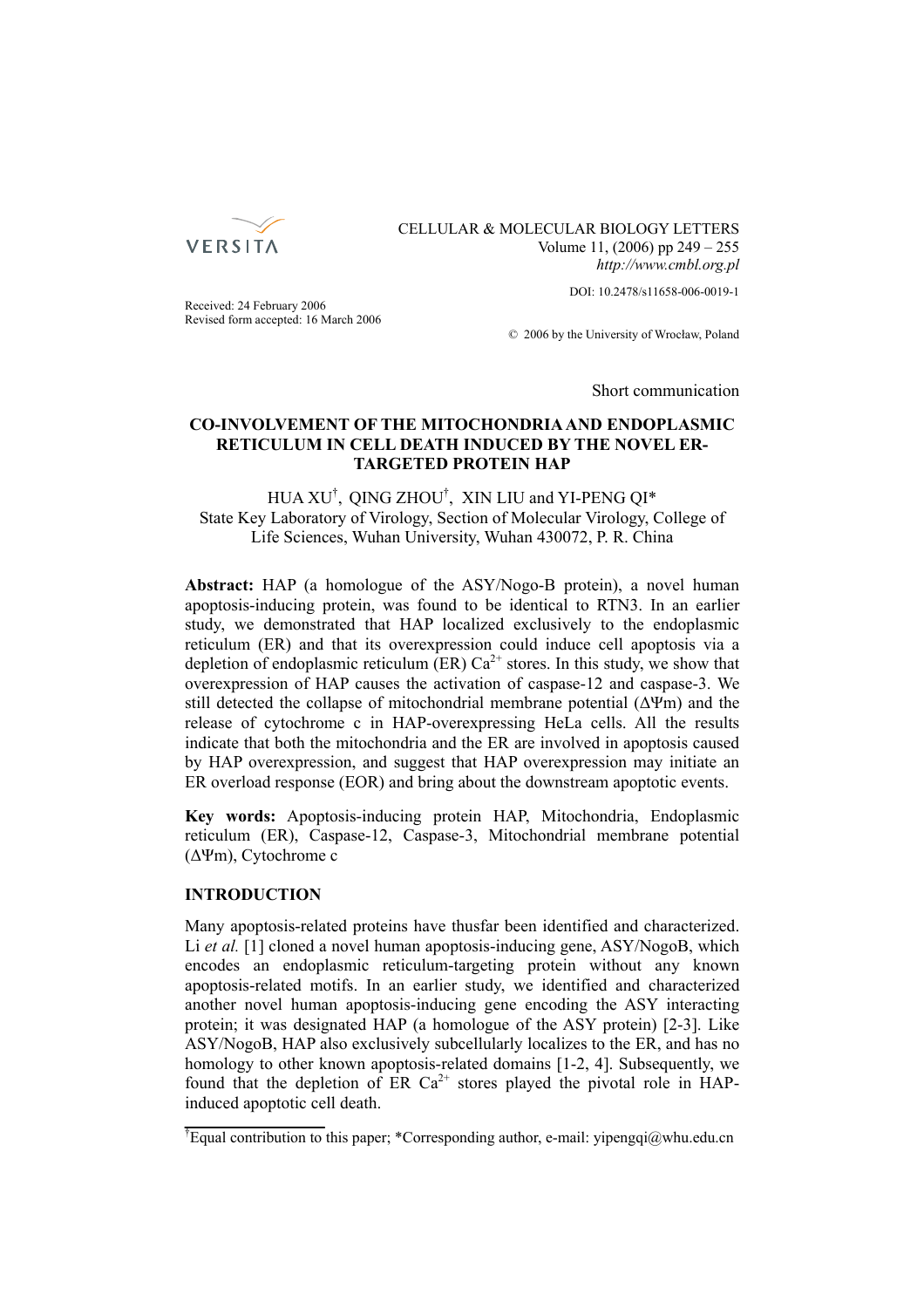Received: 24 February 2006
Revised form accepted: 16 March 2006

DOI: 10.2478/s11658-006-0019-1

© 2006 by the University of Wrocław, Poland

Short communication

# CO-INVOLVEMENT OF THE MITOCHONDRIA AND ENDOPLASMIC RETICULUM IN CELL DEATH INDUCED BY THE NOVEL ER-TARGETED PROTEIN HAP

HUA XU[†], QING ZHOU[†], XIN LIU and YI-PENG QI*
State Key Laboratory of Virology, Section of Molecular Virology, College of Life Sciences, Wuhan University, Wuhan 430072, P. R. China

**Abstract:** HAP (a homologue of the ASY/Nogo-B protein), a novel human apoptosis-inducing protein, was found to be identical to RTN3. In an earlier study, we demonstrated that HAP localized exclusively to the endoplasmic reticulum (ER) and that its overexpression could induce cell apoptosis via a depletion of endoplasmic reticulum (ER) $Ca^{2+}$ stores. In this study, we show that overexpression of HAP causes the activation of caspase-12 and caspase-3. We still detected the collapse of mitochondrial membrane potential ($\Delta\Psi m$) and the release of cytochrome c in HAP-overexpressing HeLa cells. All the results indicate that both the mitochondria and the ER are involved in apoptosis caused by HAP overexpression, and suggest that HAP overexpression may initiate an ER overload response (EOR) and bring about the downstream apoptotic events.

**Key words:** Apoptosis-inducing protein HAP, Mitochondria, Endoplasmic reticulum (ER), Caspase-12, Caspase-3, Mitochondrial membrane potential ($\Delta\Psi m$), Cytochrome c

## INTRODUCTION

Many apoptosis-related proteins have thusfar been identified and characterized. Li *et al.* [1] cloned a novel human apoptosis-inducing gene, ASY/NogoB, which encodes an endoplasmic reticulum-targeting protein without any known apoptosis-related motifs. In an earlier study, we identified and characterized another novel human apoptosis-inducing gene encoding the ASY interacting protein; it was designated HAP (a homologue of the ASY protein) [2-3]. Like ASY/NogoB, HAP also exclusively subcellularly localizes to the ER, and has no homology to other known apoptosis-related domains [1-2, 4]. Subsequently, we found that the depletion of ER $Ca^{2+}$ stores played the pivotal role in HAP-induced apoptotic cell death.

[†]Equal contribution to this paper; *Corresponding author, e-mail: yipengqi@whu.edu.cn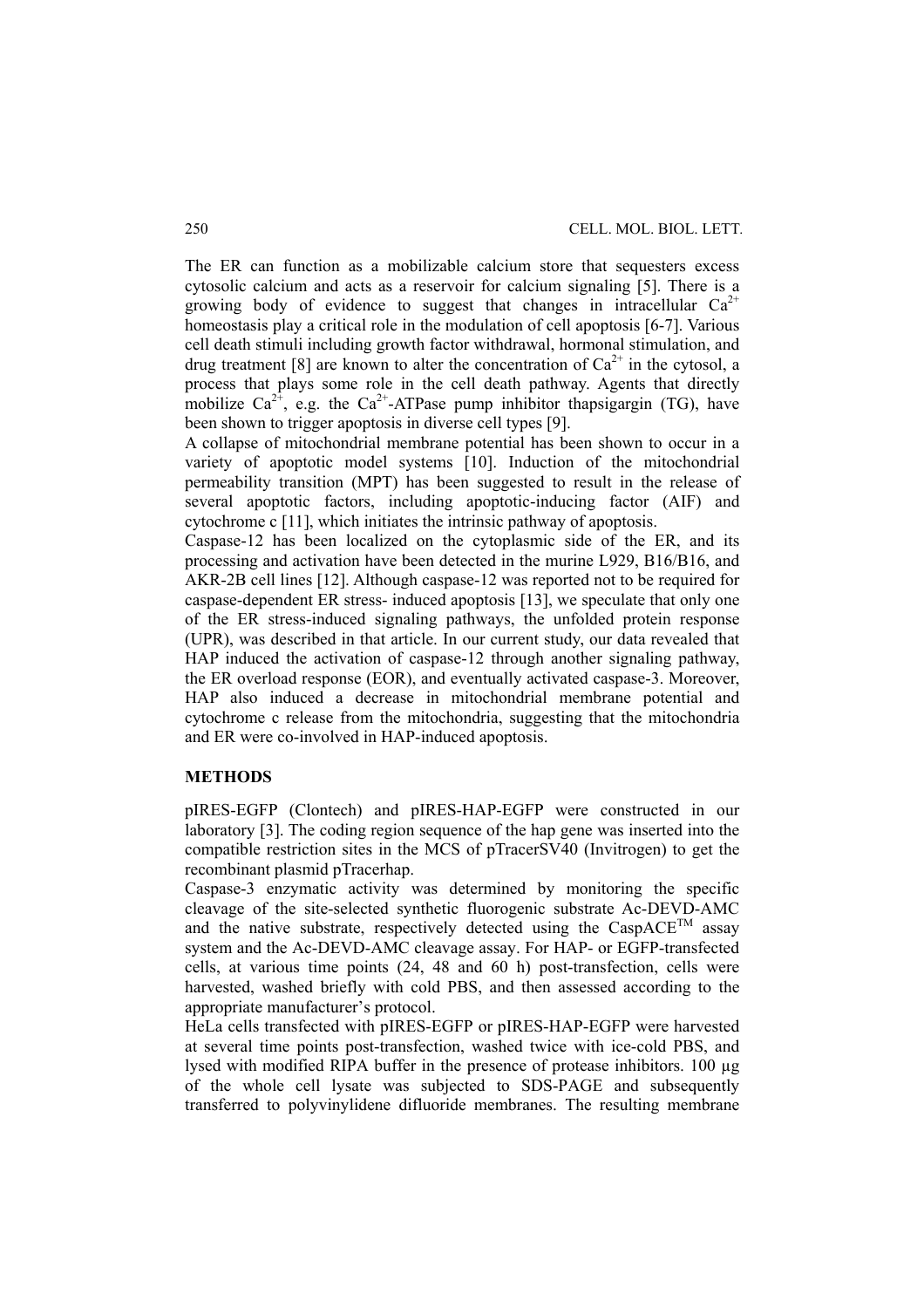The ER can function as a mobilizable calcium store that sequesters excess cytosolic calcium and acts as a reservoir for calcium signaling [5]. There is a growing body of evidence to suggest that changes in intracellular $Ca^{2+}$ homeostasis play a critical role in the modulation of cell apoptosis [6-7]. Various cell death stimuli including growth factor withdrawal, hormonal stimulation, and drug treatment [8] are known to alter the concentration of $Ca^{2+}$ in the cytosol, a process that plays some role in the cell death pathway. Agents that directly mobilize $Ca^{2+}$, e.g. the $Ca^{2+}$-ATPase pump inhibitor thapsigargin (TG), have been shown to trigger apoptosis in diverse cell types [9].

A collapse of mitochondrial membrane potential has been shown to occur in a variety of apoptotic model systems [10]. Induction of the mitochondrial permeability transition (MPT) has been suggested to result in the release of several apoptotic factors, including apoptotic-inducing factor (AIF) and cytochrome c [11], which initiates the intrinsic pathway of apoptosis.

Caspase-12 has been localized on the cytoplasmic side of the ER, and its processing and activation have been detected in the murine L929, B16/B16, and AKR-2B cell lines [12]. Although caspase-12 was reported not to be required for caspase-dependent ER stress- induced apoptosis [13], we speculate that only one of the ER stress-induced signaling pathways, the unfolded protein response (UPR), was described in that article. In our current study, our data revealed that HAP induced the activation of caspase-12 through another signaling pathway, the ER overload response (EOR), and eventually activated caspase-3. Moreover, HAP also induced a decrease in mitochondrial membrane potential and cytochrome c release from the mitochondria, suggesting that the mitochondria and ER were co-involved in HAP-induced apoptosis.

## METHODS

pIRES-EGFP (Clontech) and pIRES-HAP-EGFP were constructed in our laboratory [3]. The coding region sequence of the hap gene was inserted into the compatible restriction sites in the MCS of pTracerSV40 (Invitrogen) to get the recombinant plasmid pTracerhap.

Caspase-3 enzymatic activity was determined by monitoring the specific cleavage of the site-selected synthetic fluorogenic substrate Ac-DEVD-AMC and the native substrate, respectively detected using the CaspACE™ assay system and the Ac-DEVD-AMC cleavage assay. For HAP- or EGFP-transfected cells, at various time points (24, 48 and 60 h) post-transfection, cells were harvested, washed briefly with cold PBS, and then assessed according to the appropriate manufacturer's protocol.

HeLa cells transfected with pIRES-EGFP or pIRES-HAP-EGFP were harvested at several time points post-transfection, washed twice with ice-cold PBS, and lysed with modified RIPA buffer in the presence of protease inhibitors. 100 μg of the whole cell lysate was subjected to SDS-PAGE and subsequently transferred to polyvinylidene difluoride membranes. The resulting membrane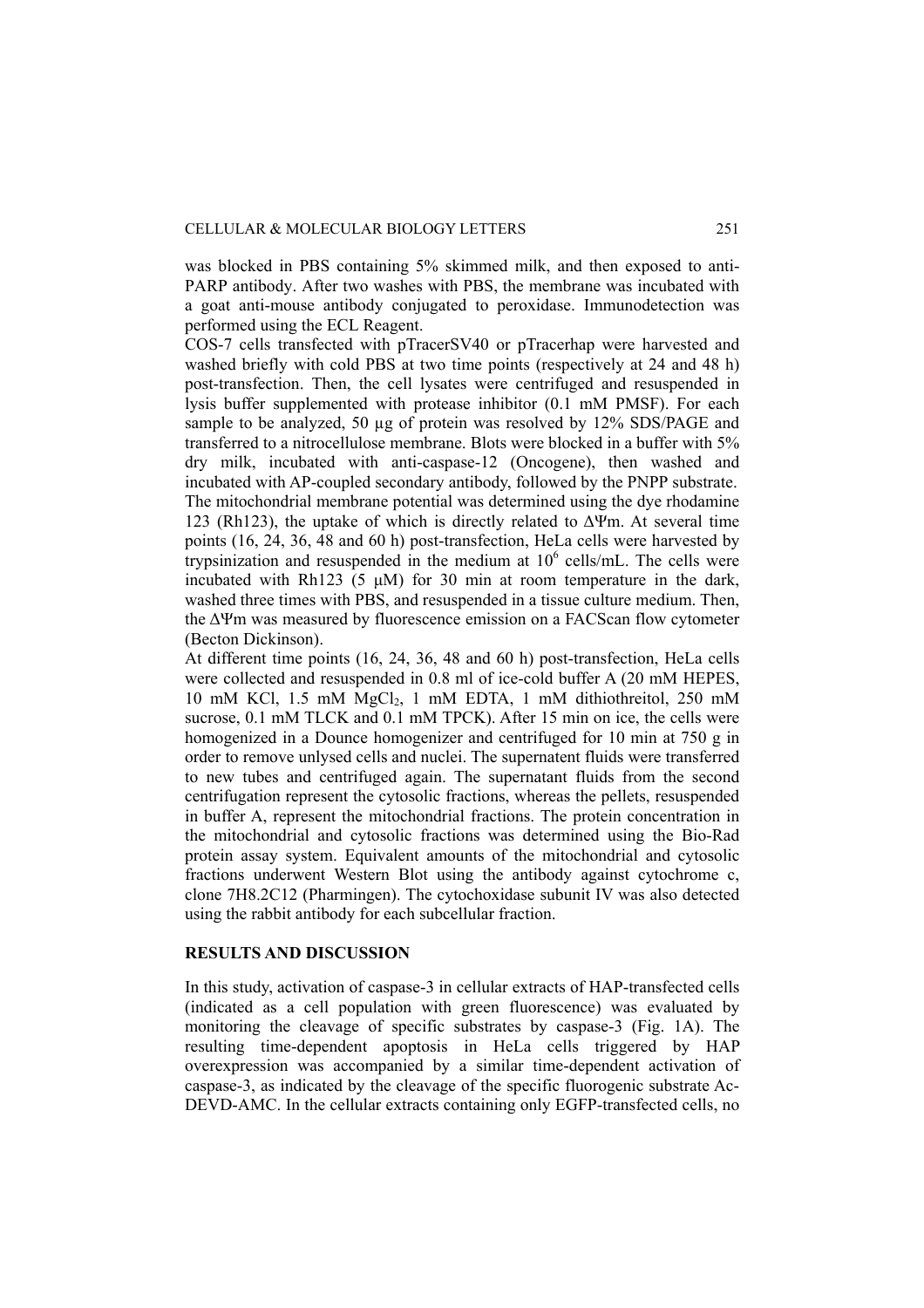was blocked in PBS containing 5% skimmed milk, and then exposed to anti-PARP antibody. After two washes with PBS, the membrane was incubated with a goat anti-mouse antibody conjugated to peroxidase. Immunodetection was performed using the ECL Reagent.

COS-7 cells transfected with pTracerSV40 or pTracerhap were harvested and washed briefly with cold PBS at two time points (respectively at 24 and 48 h) post-transfection. Then, the cell lysates were centrifuged and resuspended in lysis buffer supplemented with protease inhibitor (0.1 mM PMSF). For each sample to be analyzed, 50 μg of protein was resolved by 12% SDS/PAGE and transferred to a nitrocellulose membrane. Blots were blocked in a buffer with 5% dry milk, incubated with anti-caspase-12 (Oncogene), then washed and incubated with AP-coupled secondary antibody, followed by the PNPP substrate.

The mitochondrial membrane potential was determined using the dye rhodamine 123 (Rh123), the uptake of which is directly related to $\Delta\Psi m$. At several time points (16, 24, 36, 48 and 60 h) post-transfection, HeLa cells were harvested by trypsinization and resuspended in the medium at $10^6$ cells/mL. The cells were incubated with Rh123 (5 μM) for 30 min at room temperature in the dark, washed three times with PBS, and resuspended in a tissue culture medium. Then, the $\Delta\Psi m$ was measured by fluorescence emission on a FACScan flow cytometer (Becton Dickinson).

At different time points (16, 24, 36, 48 and 60 h) post-transfection, HeLa cells were collected and resuspended in 0.8 ml of ice-cold buffer A (20 mM HEPES, 10 mM KCl, 1.5 mM $MgCl_2$, 1 mM EDTA, 1 mM dithiothreitol, 250 mM sucrose, 0.1 mM TLCK and 0.1 mM TPCK). After 15 min on ice, the cells were homogenized in a Dounce homogenizer and centrifuged for 10 min at 750 g in order to remove unlysed cells and nuclei. The supernatent fluids were transferred to new tubes and centrifuged again. The supernatant fluids from the second centrifugation represent the cytosolic fractions, whereas the pellets, resuspended in buffer A, represent the mitochondrial fractions. The protein concentration in the mitochondrial and cytosolic fractions was determined using the Bio-Rad protein assay system. Equivalent amounts of the mitochondrial and cytosolic fractions underwent Western Blot using the antibody against cytochrome c, clone 7H8.2C12 (Pharmingen). The cytochoxidase subunit IV was also detected using the rabbit antibody for each subcellular fraction.

## RESULTS AND DISCUSSION

In this study, activation of caspase-3 in cellular extracts of HAP-transfected cells (indicated as a cell population with green fluorescence) was evaluated by monitoring the cleavage of specific substrates by caspase-3 (Fig. 1A). The resulting time-dependent apoptosis in HeLa cells triggered by HAP overexpression was accompanied by a similar time-dependent activation of caspase-3, as indicated by the cleavage of the specific fluorogenic substrate Ac-DEVD-AMC. In the cellular extracts containing only EGFP-transfected cells, no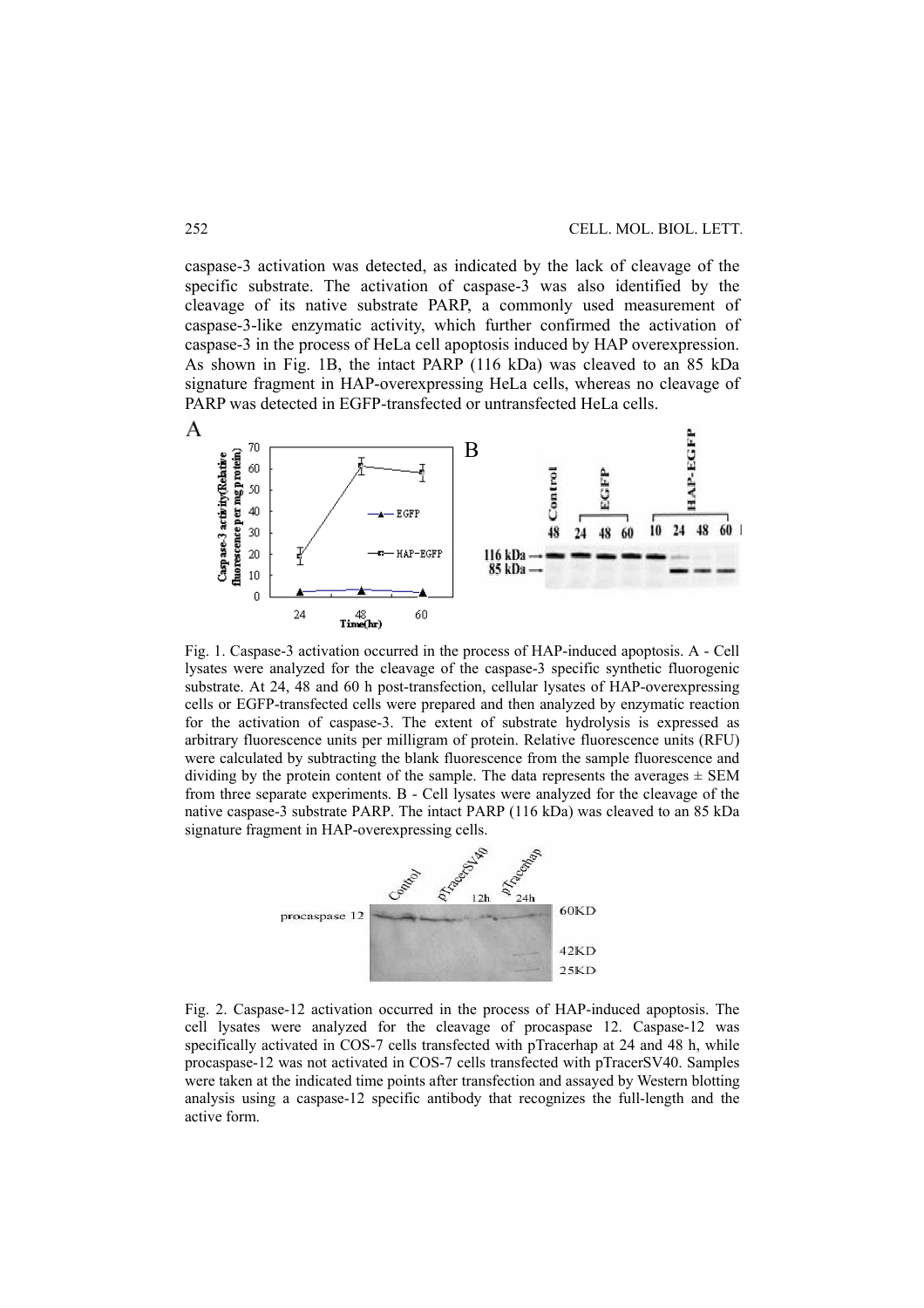caspase-3 activation was detected, as indicated by the lack of cleavage of the specific substrate. The activation of caspase-3 was also identified by the cleavage of its native substrate PARP, a commonly used measurement of caspase-3-like enzymatic activity, which further confirmed the activation of caspase-3 in the process of HeLa cell apoptosis induced by HAP overexpression. As shown in Fig. 1B, the intact PARP (116 kDa) was cleaved to an 85 kDa signature fragment in HAP-overexpressing HeLa cells, whereas no cleavage of PARP was detected in EGFP-transfected or untransfected HeLa cells.

A

Caspase-3 activity(Relative fluorescence per mg protein)

70
60
50
40
30
20
10
0

24
48
60
Time(hr)

EGFP
HAP-EGFP

B

Control
EGFP
HAP-EGFP

48
24 48 60
10 24 48 60

116 kDa
85 kDa

Fig. 1. Caspase-3 activation occurred in the process of HAP-induced apoptosis. A - Cell lysates were analyzed for the cleavage of the caspase-3 specific synthetic fluorogenic substrate. At 24, 48 and 60 h post-transfection, cellular lysates of HAP-overexpressing cells or EGFP-transfected cells were prepared and then analyzed by enzymatic reaction for the activation of caspase-3. The extent of substrate hydrolysis is expressed as arbitrary fluorescence units per milligram of protein. Relative fluorescence units (RFU) were calculated by subtracting the blank fluorescence from the sample fluorescence and dividing by the protein content of the sample. The data represents the averages ± SEM from three separate experiments. B - Cell lysates were analyzed for the cleavage of the native caspase-3 substrate PARP. The intact PARP (116 kDa) was cleaved to an 85 kDa signature fragment in HAP-overexpressing cells.

Control
pTracerSV40
pTracerhap
12h
24h

procaspase 12

60KD
42KD
25KD

Fig. 2. Caspase-12 activation occurred in the process of HAP-induced apoptosis. The cell lysates were analyzed for the cleavage of procaspase 12. Caspase-12 was specifically activated in COS-7 cells transfected with pTracerhap at 24 and 48 h, while procaspase-12 was not activated in COS-7 cells transfected with pTracerSV40. Samples were taken at the indicated time points after transfection and assayed by Western blotting analysis using a caspase-12 specific antibody that recognizes the full-length and the active form.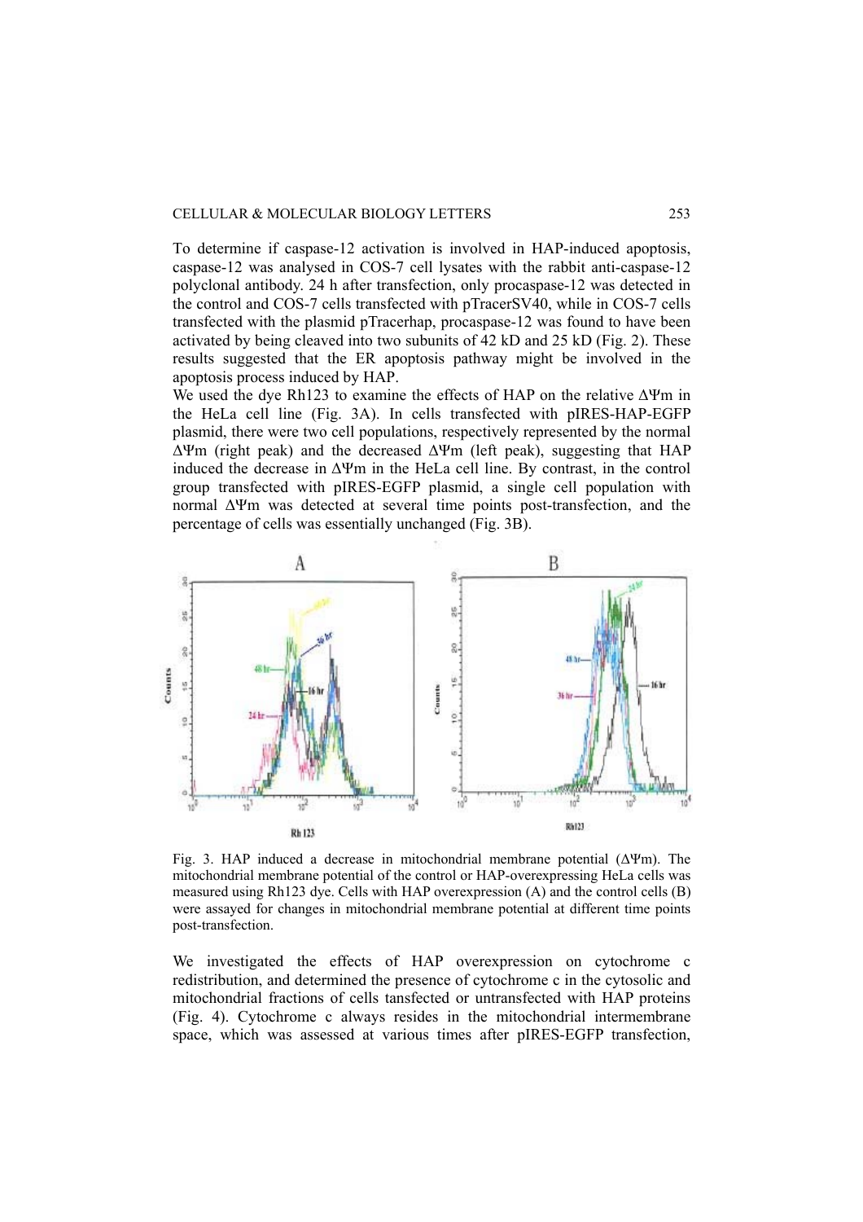To determine if caspase-12 activation is involved in HAP-induced apoptosis, caspase-12 was analysed in COS-7 cell lysates with the rabbit anti-caspase-12 polyclonal antibody. 24 h after transfection, only procaspase-12 was detected in the control and COS-7 cells transfected with pTracerSV40, while in COS-7 cells transfected with the plasmid pTracerhap, procaspase-12 was found to have been activated by being cleaved into two subunits of 42 kD and 25 kD (Fig. 2). These results suggested that the ER apoptosis pathway might be involved in the apoptosis process induced by HAP.

We used the dye Rh123 to examine the effects of HAP on the relative ΔΨm in the HeLa cell line (Fig. 3A). In cells transfected with pIRES-HAP-EGFP plasmid, there were two cell populations, respectively represented by the normal ΔΨm (right peak) and the decreased ΔΨm (left peak), suggesting that HAP induced the decrease in ΔΨm in the HeLa cell line. By contrast, in the control group transfected with pIRES-EGFP plasmid, a single cell population with normal ΔΨm was detected at several time points post-transfection, and the percentage of cells was essentially unchanged (Fig. 3B).

A

Counts

48 hr
36 hr
16 hr
24 hr

Rh 123

B

Counts

24 hr
48 hr
36 hr
16 hr

Rh123

Fig. 3. HAP induced a decrease in mitochondrial membrane potential (ΔΨm). The mitochondrial membrane potential of the control or HAP-overexpressing HeLa cells was measured using Rh123 dye. Cells with HAP overexpression (A) and the control cells (B) were assayed for changes in mitochondrial membrane potential at different time points post-transfection.

We investigated the effects of HAP overexpression on cytochrome c redistribution, and determined the presence of cytochrome c in the cytosolic and mitochondrial fractions of cells tansfected or untransfected with HAP proteins (Fig. 4). Cytochrome c always resides in the mitochondrial intermembrane space, which was assessed at various times after pIRES-EGFP transfection,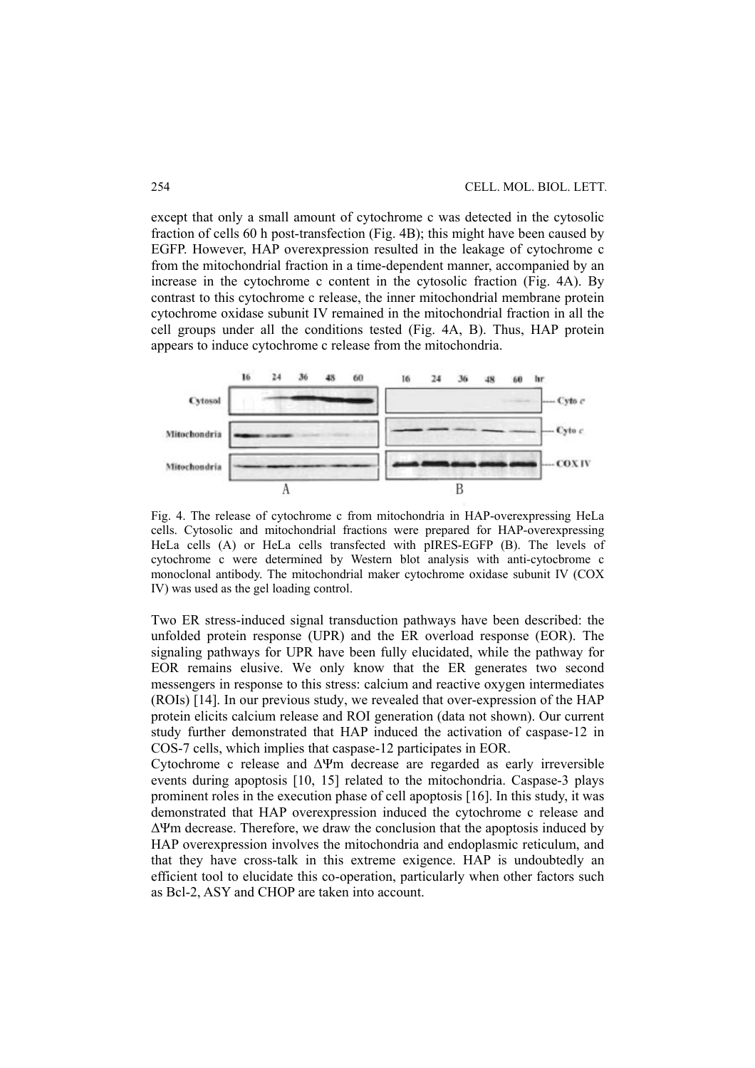except that only a small amount of cytochrome c was detected in the cytosolic fraction of cells 60 h post-transfection (Fig. 4B); this might have been caused by EGFP. However, HAP overexpression resulted in the leakage of cytochrome c from the mitochondrial fraction in a time-dependent manner, accompanied by an increase in the cytochrome c content in the cytosolic fraction (Fig. 4A). By contrast to this cytochrome c release, the inner mitochondrial membrane protein cytochrome oxidase subunit IV remained in the mitochondrial fraction in all the cell groups under all the conditions tested (Fig. 4A, B). Thus, HAP protein appears to induce cytochrome c release from the mitochondria.

16 24 36 48 60 16 24 36 48 60 hr

Cytosol — Cyto c

Mitochondria — Cyto c

Mitochondria — COX IV

A B

Fig. 4. The release of cytochrome c from mitochondria in HAP-overexpressing HeLa cells. Cytosolic and mitochondrial fractions were prepared for HAP-overexpressing HeLa cells (A) or HeLa cells transfected with pIRES-EGFP (B). The levels of cytochrome c were determined by Western blot analysis with anti-cytocbrome c monoclonal antibody. The mitochondrial maker cytochrome oxidase subunit IV (COX IV) was used as the gel loading control.

Two ER stress-induced signal transduction pathways have been described: the unfolded protein response (UPR) and the ER overload response (EOR). The signaling pathways for UPR have been fully elucidated, while the pathway for EOR remains elusive. We only know that the ER generates two second messengers in response to this stress: calcium and reactive oxygen intermediates (ROIs) [14]. In our previous study, we revealed that over-expression of the HAP protein elicits calcium release and ROI generation (data not shown). Our current study further demonstrated that HAP induced the activation of caspase-12 in COS-7 cells, which implies that caspase-12 participates in EOR.

Cytochrome c release and $\Delta\Psi m$ decrease are regarded as early irreversible events during apoptosis [10, 15] related to the mitochondria. Caspase-3 plays prominent roles in the execution phase of cell apoptosis [16]. In this study, it was demonstrated that HAP overexpression induced the cytochrome c release and $\Delta\Psi m$ decrease. Therefore, we draw the conclusion that the apoptosis induced by HAP overexpression involves the mitochondria and endoplasmic reticulum, and that they have cross-talk in this extreme exigence. HAP is undoubtedly an efficient tool to elucidate this co-operation, particularly when other factors such as Bcl-2, ASY and CHOP are taken into account.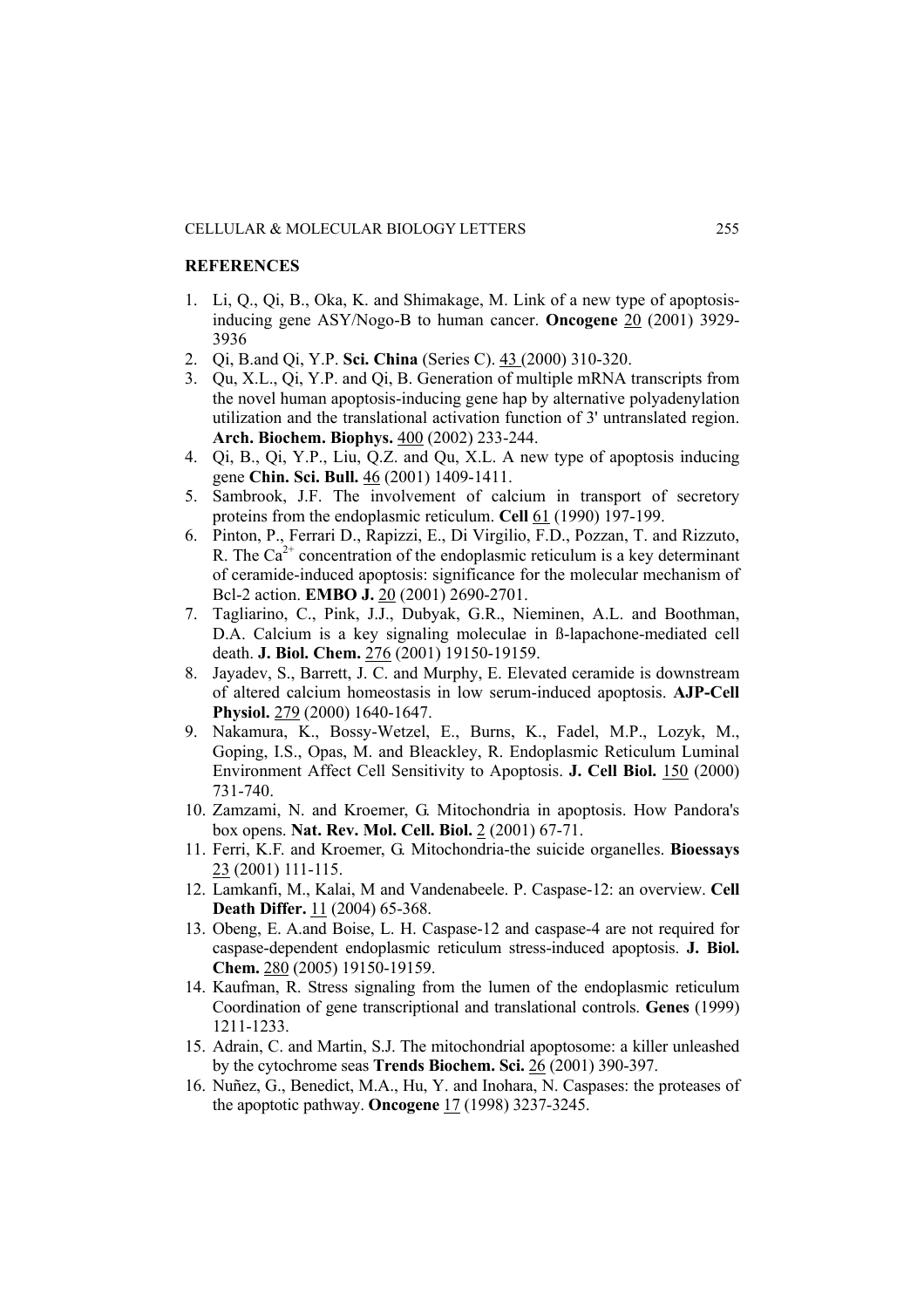## REFERENCES

1. Li, Q., Qi, B., Oka, K. and Shimakage, M. Link of a new type of apoptosis-inducing gene ASY/Nogo-B to human cancer. **Oncogene** 20 (2001) 3929-3936
2. Qi, B.and Qi, Y.P. **Sci. China** (Series C). 43 (2000) 310-320.
3. Qu, X.L., Qi, Y.P. and Qi, B. Generation of multiple mRNA transcripts from the novel human apoptosis-inducing gene hap by alternative polyadenylation utilization and the translational activation function of 3' untranslated region. **Arch. Biochem. Biophys.** 400 (2002) 233-244.
4. Qi, B., Qi, Y.P., Liu, Q.Z. and Qu, X.L. A new type of apoptosis inducing gene **Chin. Sci. Bull.** 46 (2001) 1409-1411.
5. Sambrook, J.F. The involvement of calcium in transport of secretory proteins from the endoplasmic reticulum. **Cell** 61 (1990) 197-199.
6. Pinton, P., Ferrari D., Rapizzi, E., Di Virgilio, F.D., Pozzan, T. and Rizzuto, R. The $Ca^{2+}$ concentration of the endoplasmic reticulum is a key determinant of ceramide-induced apoptosis: significance for the molecular mechanism of Bcl-2 action. **EMBO J.** 20 (2001) 2690-2701.
7. Tagliarino, C., Pink, J.J., Dubyak, G.R., Nieminen, A.L. and Boothman, D.A. Calcium is a key signaling moleculae in ß-lapachone-mediated cell death. **J. Biol. Chem.** 276 (2001) 19150-19159.
8. Jayadev, S., Barrett, J. C. and Murphy, E. Elevated ceramide is downstream of altered calcium homeostasis in low serum-induced apoptosis. **AJP-Cell Physiol.** 279 (2000) 1640-1647.
9. Nakamura, K., Bossy-Wetzel, E., Burns, K., Fadel, M.P., Lozyk, M., Goping, I.S., Opas, M. and Bleackley, R. Endoplasmic Reticulum Luminal Environment Affect Cell Sensitivity to Apoptosis. **J. Cell Biol.** 150 (2000) 731-740.
10. Zamzami, N. and Kroemer, G. Mitochondria in apoptosis. How Pandora's box opens. **Nat. Rev. Mol. Cell. Biol.** 2 (2001) 67-71.
11. Ferri, K.F. and Kroemer, G. Mitochondria-the suicide organelles. **Bioessays** 23 (2001) 111-115.
12. Lamkanfi, M., Kalai, M and Vandenabeele. P. Caspase-12: an overview. **Cell Death Differ.** 11 (2004) 65-368.
13. Obeng, E. A.and Boise, L. H. Caspase-12 and caspase-4 are not required for caspase-dependent endoplasmic reticulum stress-induced apoptosis. **J. Biol. Chem.** 280 (2005) 19150-19159.
14. Kaufman, R. Stress signaling from the lumen of the endoplasmic reticulum Coordination of gene transcriptional and translational controls. **Genes** (1999) 1211-1233.
15. Adrain, C. and Martin, S.J. The mitochondrial apoptosome: a killer unleashed by the cytochrome seas **Trends Biochem. Sci.** 26 (2001) 390-397.
16. Nuñez, G., Benedict, M.A., Hu, Y. and Inohara, N. Caspases: the proteases of the apoptotic pathway. **Oncogene** 17 (1998) 3237-3245.